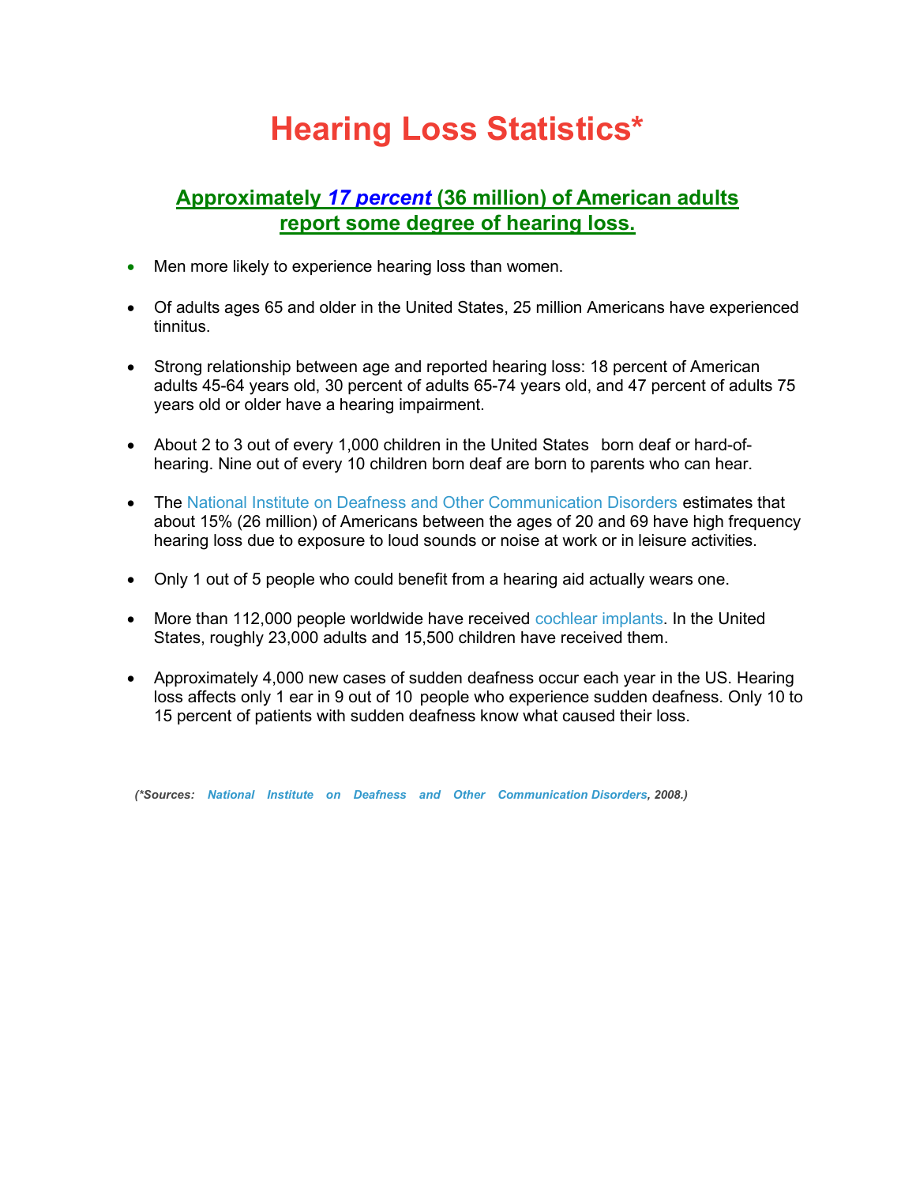# Hearing Loss Statistics*

## Approximately *17 percent* (36 million) of American adults report some degree of hearing loss.

- Men more likely to experience hearing loss than women.
- Of adults ages 65 and older in the United States, 25 million Americans have experienced tinnitus.
- Strong relationship between age and reported hearing loss: 18 percent of American adults 45-64 years old, 30 percent of adults 65-74 years old, and 47 percent of adults 75 years old or older have a hearing impairment.
- About 2 to 3 out of every 1,000 children in the United States born deaf or hard-of-hearing. Nine out of every 10 children born deaf are born to parents who can hear.
- The National Institute on Deafness and Other Communication Disorders estimates that about 15% (26 million) of Americans between the ages of 20 and 69 have high frequency hearing loss due to exposure to loud sounds or noise at work or in leisure activities.
- Only 1 out of 5 people who could benefit from a hearing aid actually wears one.
- More than 112,000 people worldwide have received cochlear implants. In the United States, roughly 23,000 adults and 15,500 children have received them.
- Approximately 4,000 new cases of sudden deafness occur each year in the US. Hearing loss affects only 1 ear in 9 out of 10 people who experience sudden deafness. Only 10 to 15 percent of patients with sudden deafness know what caused their loss.

***(*Sources: National Institute on Deafness and Other Communication Disorders, 2008.)***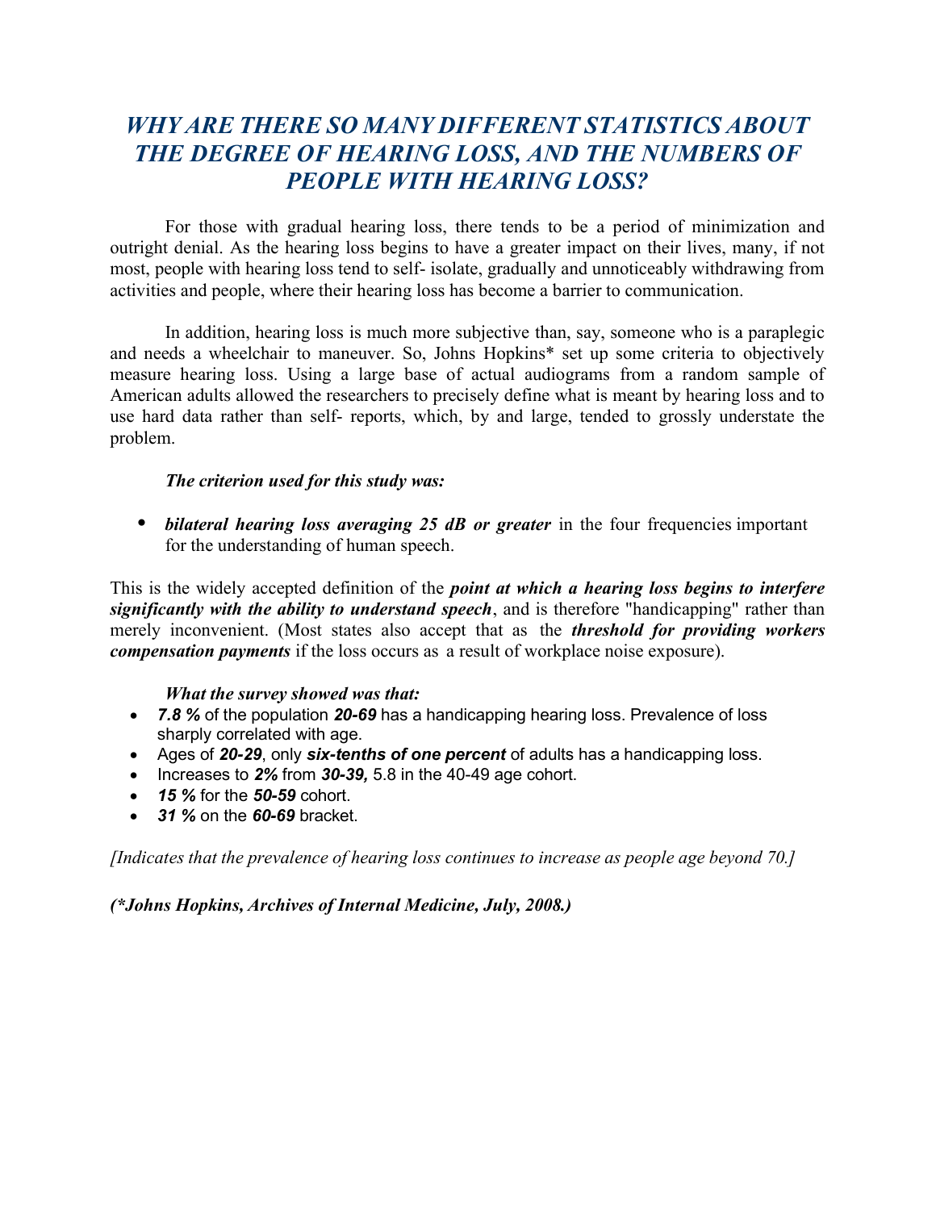# *WHY ARE THERE SO MANY DIFFERENT STATISTICS ABOUT THE DEGREE OF HEARING LOSS, AND THE NUMBERS OF PEOPLE WITH HEARING LOSS?*

For those with gradual hearing loss, there tends to be a period of minimization and outright denial. As the hearing loss begins to have a greater impact on their lives, many, if not most, people with hearing loss tend to self- isolate, gradually and unnoticeably withdrawing from activities and people, where their hearing loss has become a barrier to communication.

In addition, hearing loss is much more subjective than, say, someone who is a paraplegic and needs a wheelchair to maneuver. So, Johns Hopkins* set up some criteria to objectively measure hearing loss. Using a large base of actual audiograms from a random sample of American adults allowed the researchers to precisely define what is meant by hearing loss and to use hard data rather than self- reports, which, by and large, tended to grossly understate the problem.

***The criterion used for this study was:***

- ***bilateral hearing loss averaging 25 dB or greater*** in the four frequencies important for the understanding of human speech.

This is the widely accepted definition of the ***point at which a hearing loss begins to interfere significantly with the ability to understand speech***, and is therefore "handicapping" rather than merely inconvenient. (Most states also accept that as the ***threshold for providing workers compensation payments*** if the loss occurs as a result of workplace noise exposure).

***What the survey showed was that:***

- ***7.8 %*** of the population ***20-69*** has a handicapping hearing loss. Prevalence of loss sharply correlated with age.
- Ages of ***20-29***, only ***six-tenths of one percent*** of adults has a handicapping loss.
- Increases to ***2%*** from ***30-39,*** 5.8 in the 40-49 age cohort.
- ***15 %*** for the ***50-59*** cohort.
- ***31 %*** on the ***60-69*** bracket.

*[Indicates that the prevalence of hearing loss continues to increase as people age beyond 70.]*

***(*Johns Hopkins, Archives of Internal Medicine, July, 2008.)***